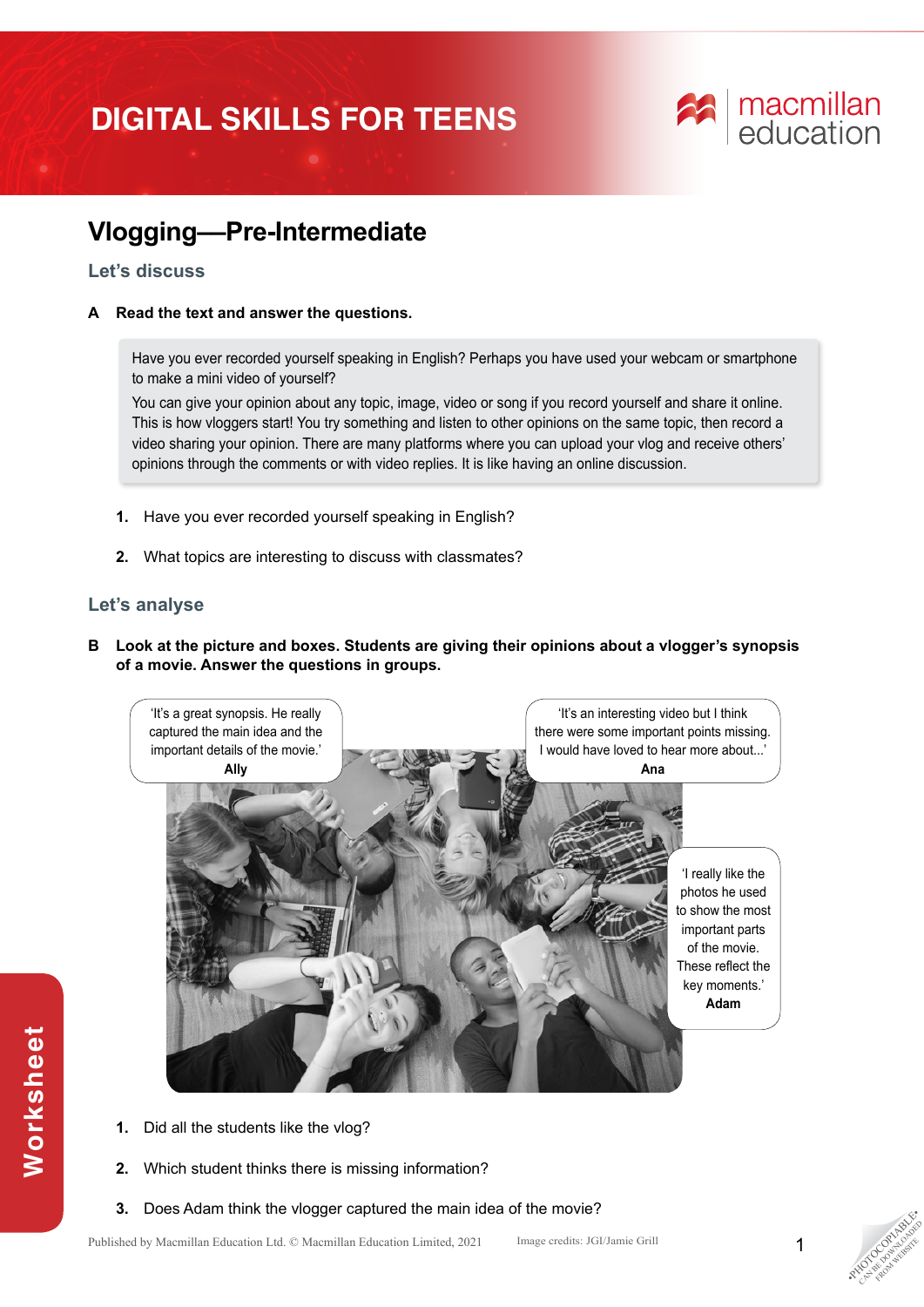# DIGITAL SKILLS FOR TEENS

## Vlogging—Pre-Intermediate

### Let's discuss

**A Read the text and answer the questions.**

Have you ever recorded yourself speaking in English? Perhaps you have used your webcam or smartphone to make a mini video of yourself?

You can give your opinion about any topic, image, video or song if you record yourself and share it online. This is how vloggers start! You try something and listen to other opinions on the same topic, then record a video sharing your opinion. There are many platforms where you can upload your vlog and receive others' opinions through the comments or with video replies. It is like having an online discussion.

1. Have you ever recorded yourself speaking in English?
2. What topics are interesting to discuss with classmates?

### Let's analyse

**B Look at the picture and boxes. Students are giving their opinions about a vlogger's synopsis of a movie. Answer the questions in groups.**

'It's a great synopsis. He really captured the main idea and the important details of the movie.'
**Ally**

'It's an interesting video but I think there were some important points missing. I would have loved to hear more about...'
**Ana**

'I really like the photos he used to show the most important parts of the movie. These reflect the key moments.'
**Adam**

1. Did all the students like the vlog?
2. Which student thinks there is missing information?
3. Does Adam think the vlogger captured the main idea of the movie?

Published by Macmillan Education Ltd. © Macmillan Education Limited, 2021 Image credits: JGI/Jamie Grill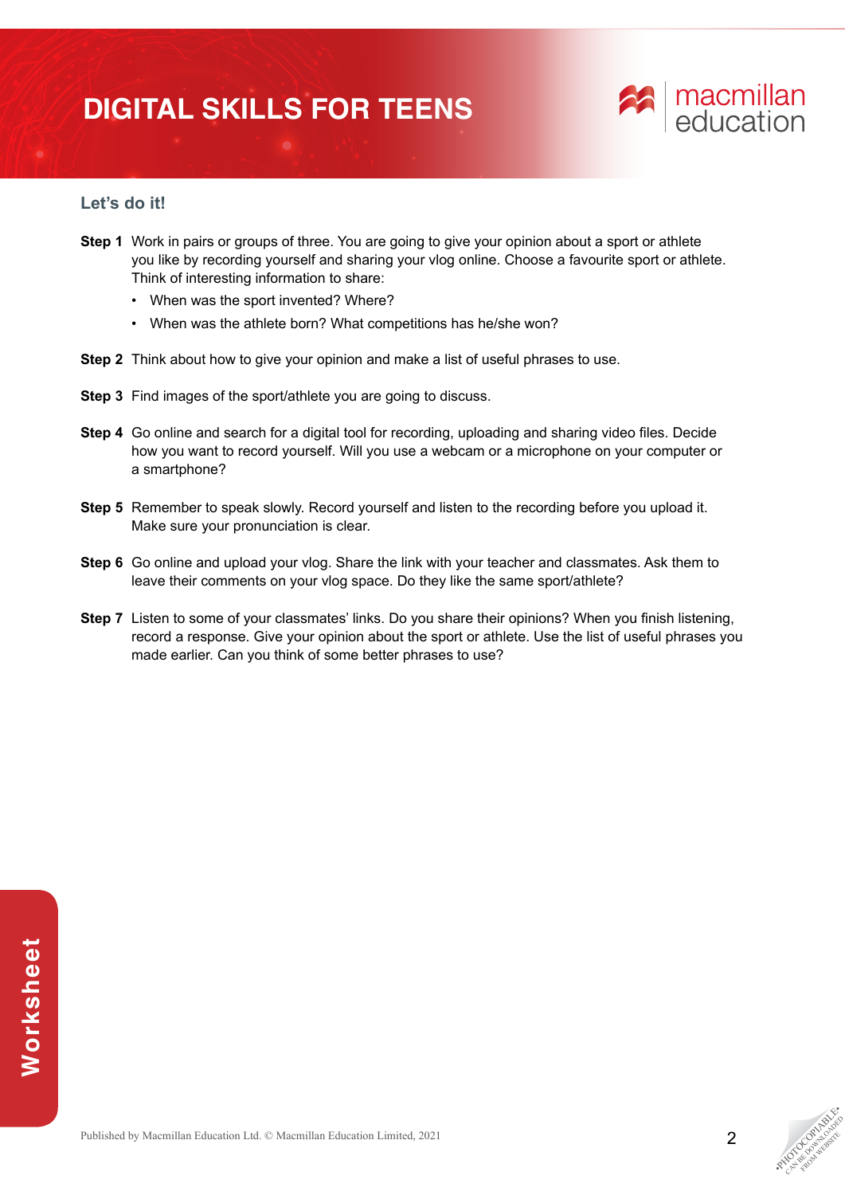# DIGITAL SKILLS FOR TEENS

## Let's do it!

**Step 1** Work in pairs or groups of three. You are going to give your opinion about a sport or athlete you like by recording yourself and sharing your vlog online. Choose a favourite sport or athlete. Think of interesting information to share:

- When was the sport invented? Where?
- When was the athlete born? What competitions has he/she won?

**Step 2** Think about how to give your opinion and make a list of useful phrases to use.

**Step 3** Find images of the sport/athlete you are going to discuss.

**Step 4** Go online and search for a digital tool for recording, uploading and sharing video files. Decide how you want to record yourself. Will you use a webcam or a microphone on your computer or a smartphone?

**Step 5** Remember to speak slowly. Record yourself and listen to the recording before you upload it. Make sure your pronunciation is clear.

**Step 6** Go online and upload your vlog. Share the link with your teacher and classmates. Ask them to leave their comments on your vlog space. Do they like the same sport/athlete?

**Step 7** Listen to some of your classmates' links. Do you share their opinions? When you finish listening, record a response. Give your opinion about the sport or athlete. Use the list of useful phrases you made earlier. Can you think of some better phrases to use?

Published by Macmillan Education Ltd. © Macmillan Education Limited, 2021